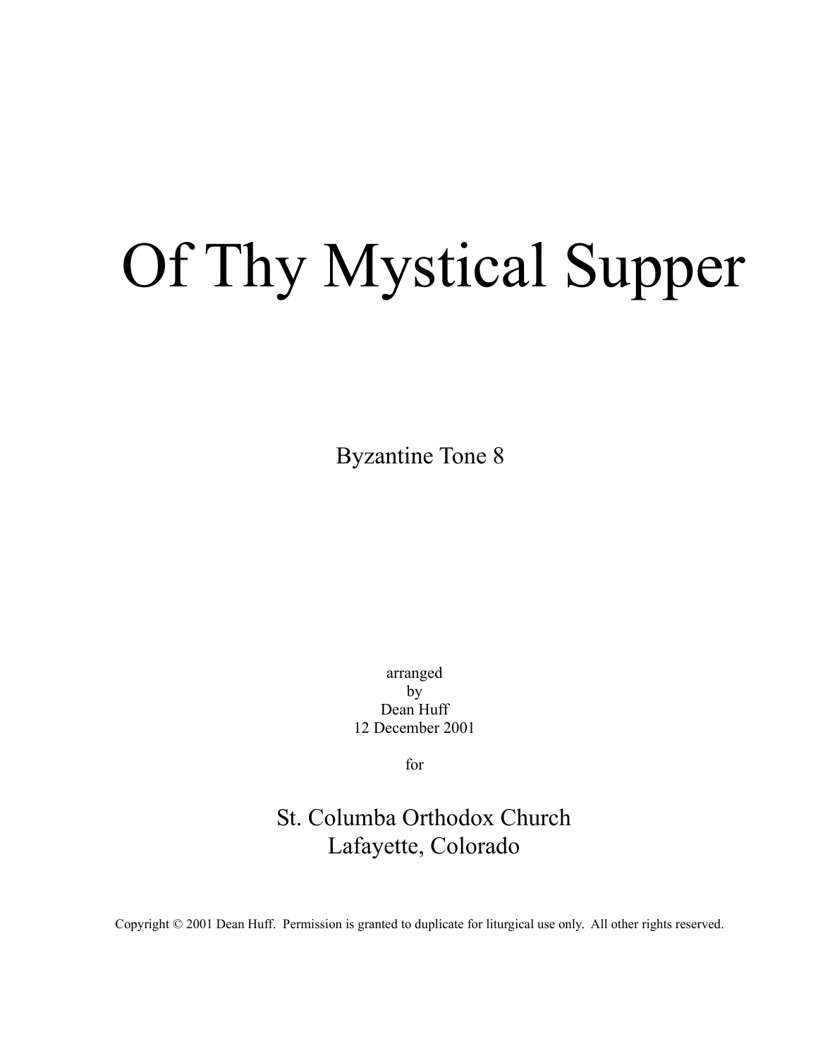# Of Thy Mystical Supper

Byzantine Tone 8

arranged
by
Dean Huff
12 December 2001

for

St. Columba Orthodox Church
Lafayette, Colorado

Copyright © 2001 Dean Huff. Permission is granted to duplicate for liturgical use only. All other rights reserved.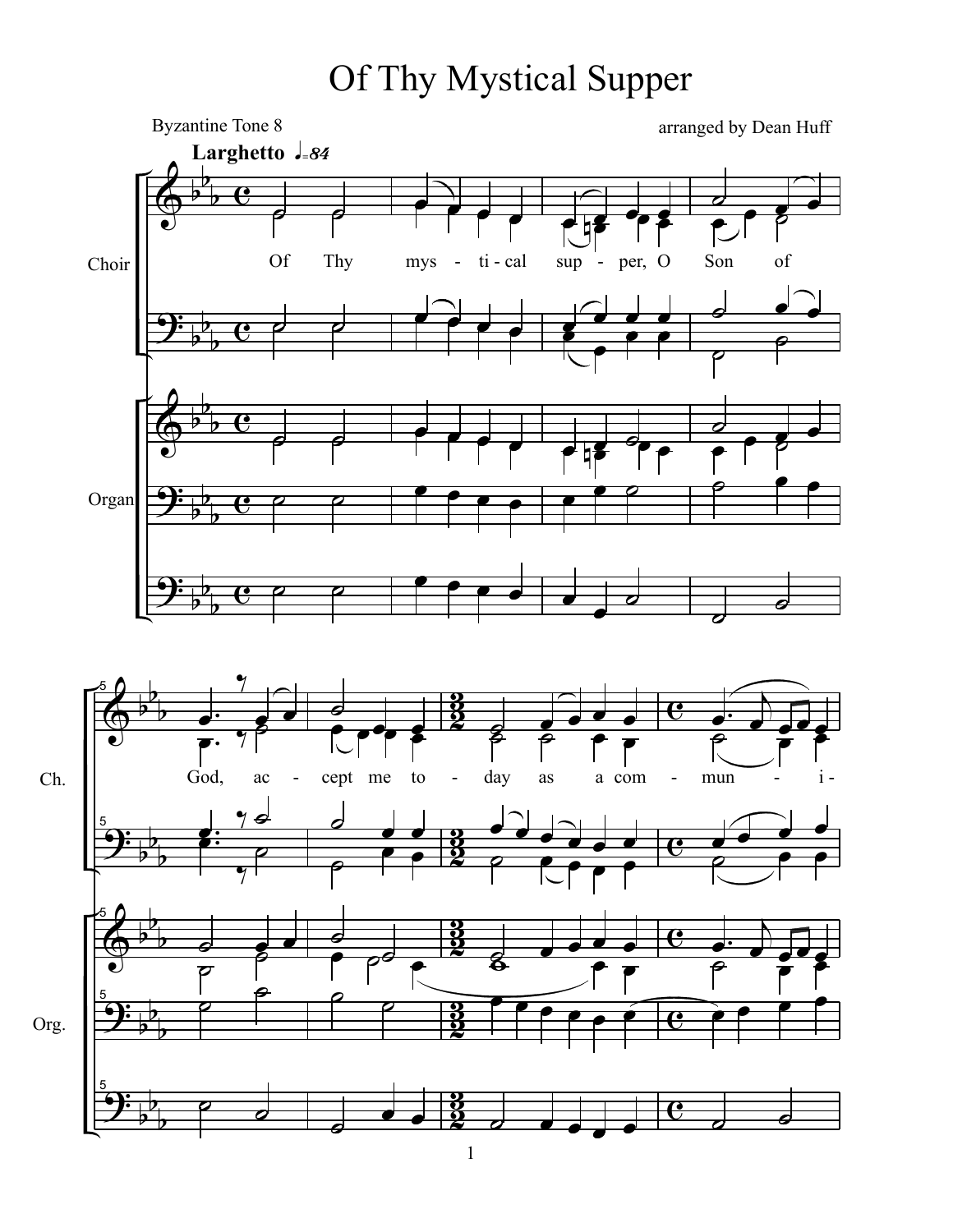# Of Thy Mystical Supper

Byzantine Tone 8

arranged by Dean Huff

**Larghetto** ♩=84

Choir

Organ

Of Thy mys - ti - cal sup - per, O Son of

Ch.

Org.

God, ac - cept me to - day as a com - mun - i -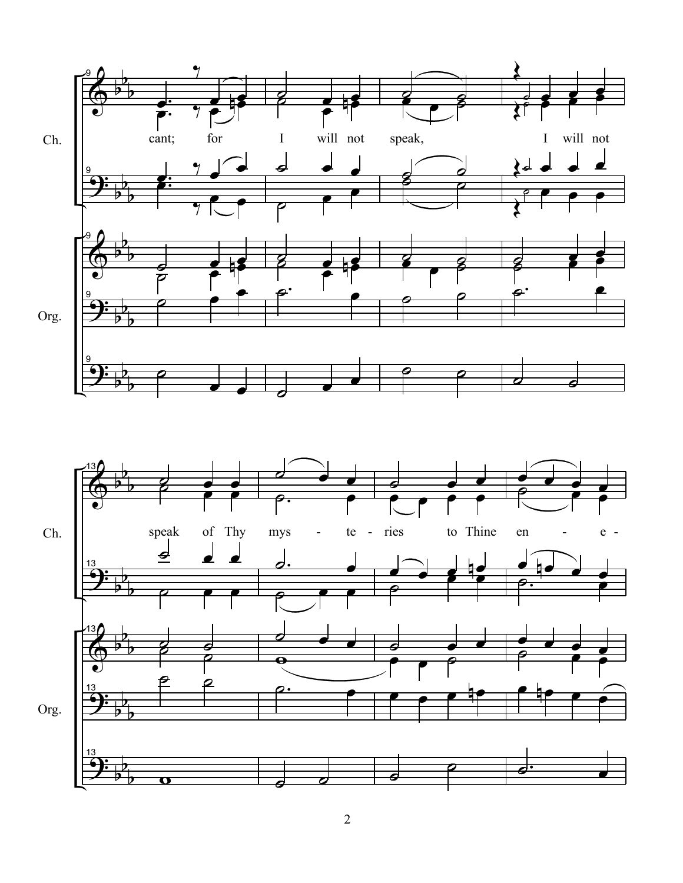Ch.

cant; for I will not speak, I will not

Org.

Ch.

speak of Thy mys - te - ries to Thine en - e -

Org.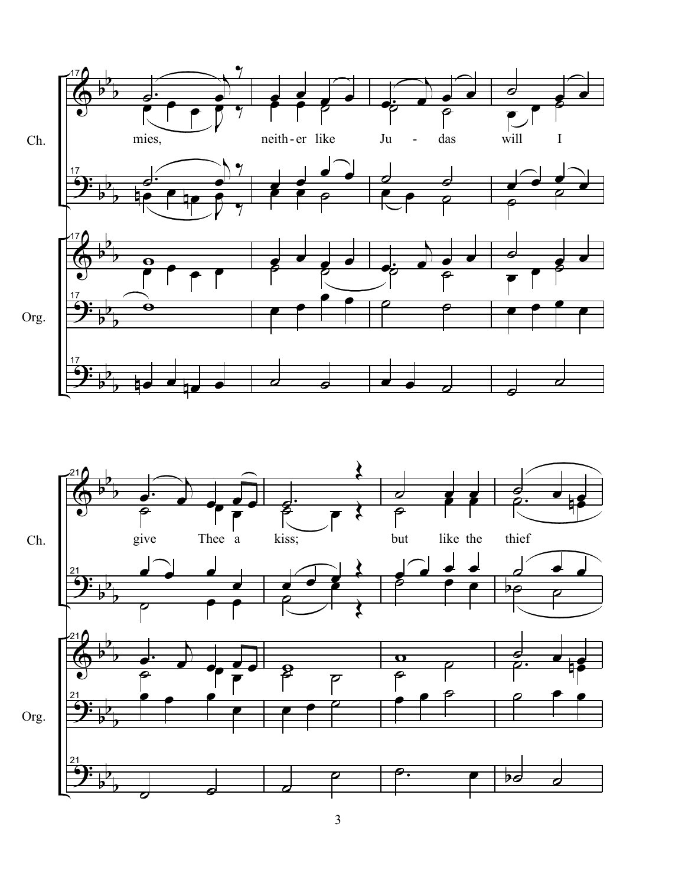mies, neith-er like Ju - das will I

give Thee a kiss; but like the thief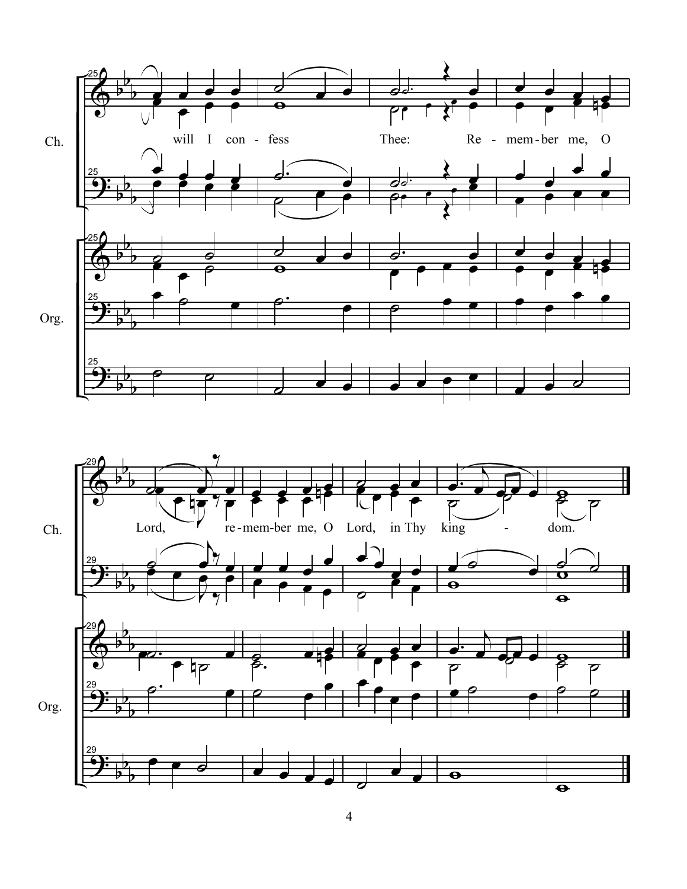Ch.

will I con - fess Thee: Re - mem - ber me, O

Org.

Ch.

Lord, re - mem - ber me, O Lord, in Thy king - dom.

Org.